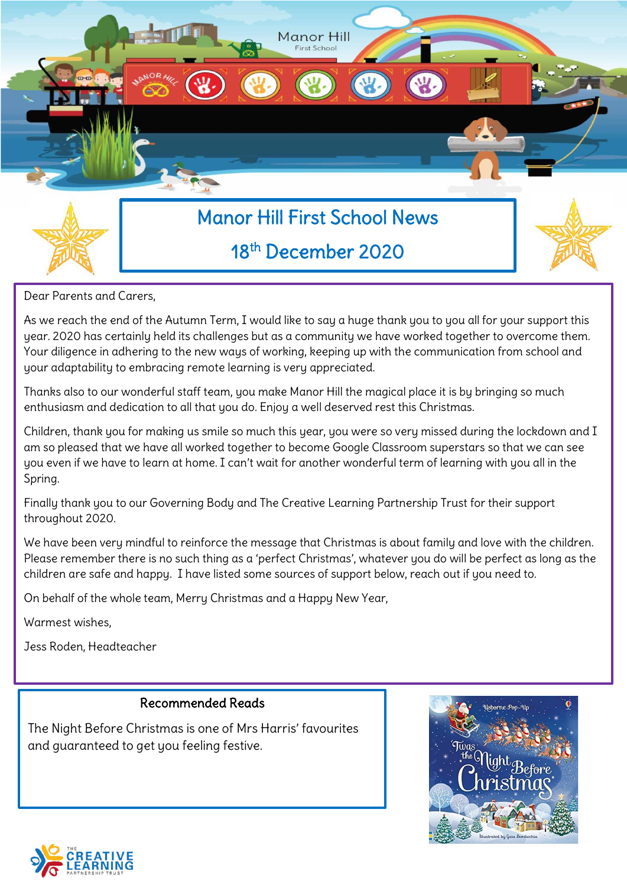# Manor Hill First School News

## 18th December 2020

Dear Parents and Carers,

As we reach the end of the Autumn Term, I would like to say a huge thank you to you all for your support this year. 2020 has certainly held its challenges but as a community we have worked together to overcome them. Your diligence in adhering to the new ways of working, keeping up with the communication from school and your adaptability to embracing remote learning is very appreciated.

Thanks also to our wonderful staff team, you make Manor Hill the magical place it is by bringing so much enthusiasm and dedication to all that you do. Enjoy a well deserved rest this Christmas.

Children, thank you for making us smile so much this year, you were so very missed during the lockdown and I am so pleased that we have all worked together to become Google Classroom superstars so that we can see you even if we have to learn at home. I can't wait for another wonderful term of learning with you all in the Spring.

Finally thank you to our Governing Body and The Creative Learning Partnership Trust for their support throughout 2020.

We have been very mindful to reinforce the message that Christmas is about family and love with the children. Please remember there is no such thing as a 'perfect Christmas', whatever you do will be perfect as long as the children are safe and happy. I have listed some sources of support below, reach out if you need to.

On behalf of the whole team, Merry Christmas and a Happy New Year,

Warmest wishes,

Jess Roden, Headteacher

### Recommended Reads

The Night Before Christmas is one of Mrs Harris' favourites and guaranteed to get you feeling festive.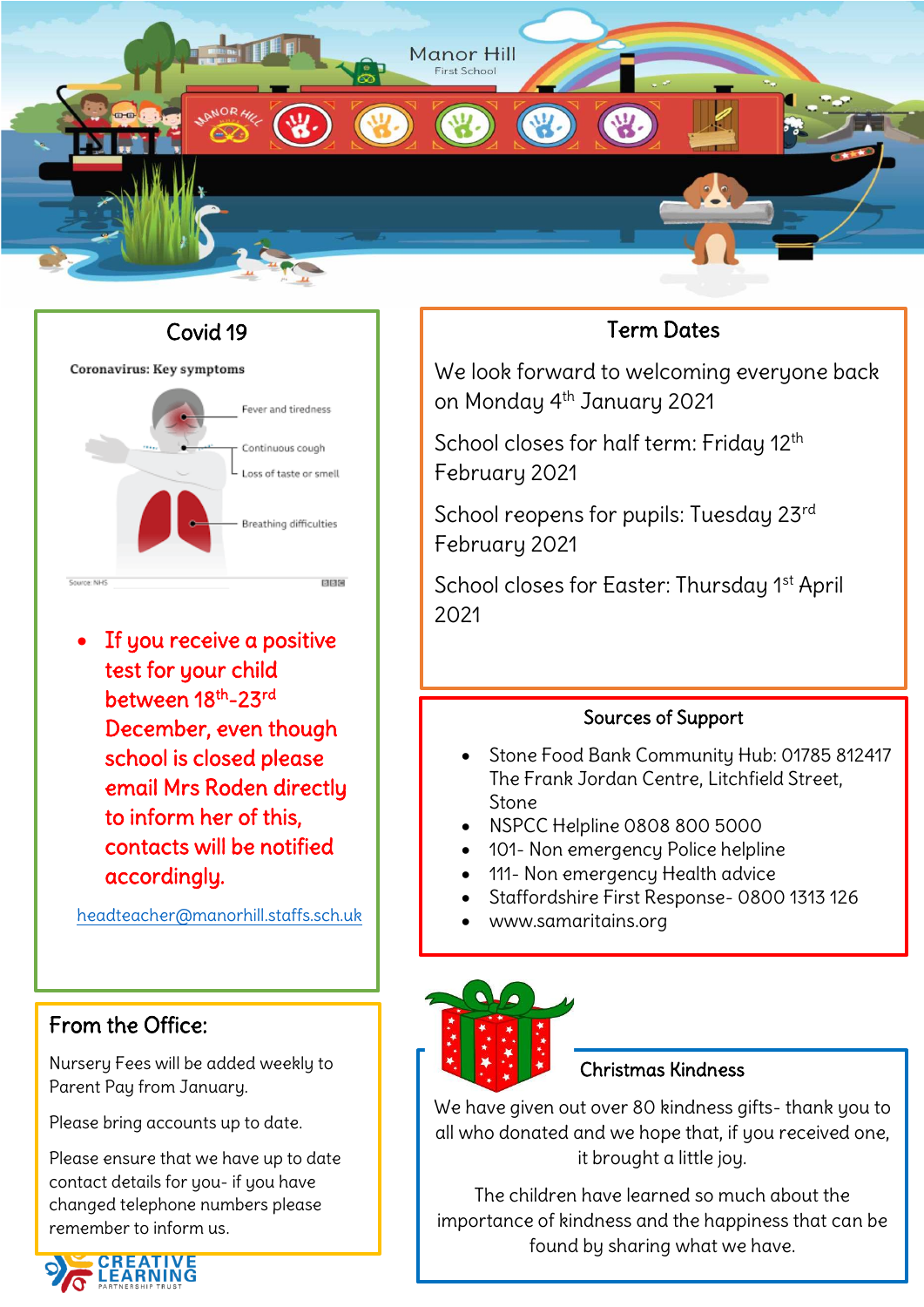Manor Hill
First School

## Covid 19

Coronavirus: Key symptoms

Fever and tiredness

Continuous cough

Loss of taste or smell

Breathing difficulties

Source: NHS

BBC

- If you receive a positive test for your child between 18th-23rd December, even though school is closed please email Mrs Roden directly to inform her of this, contacts will be notified accordingly.

headteacher@manorhill.staffs.sch.uk

## Term Dates

We look forward to welcoming everyone back on Monday 4th January 2021

School closes for half term: Friday 12th February 2021

School reopens for pupils: Tuesday 23rd February 2021

School closes for Easter: Thursday 1st April 2021

## Sources of Support

- Stone Food Bank Community Hub: 01785 812417 The Frank Jordan Centre, Litchfield Street, Stone
- NSPCC Helpline 0808 800 5000
- 101- Non emergency Police helpline
- 111- Non emergency Health advice
- Staffordshire First Response- 0800 1313 126
- www.samaritains.org

## From the Office:

Nursery Fees will be added weekly to Parent Pay from January.

Please bring accounts up to date.

Please ensure that we have up to date contact details for you- if you have changed telephone numbers please remember to inform us.

## Christmas Kindness

We have given out over 80 kindness gifts- thank you to all who donated and we hope that, if you received one, it brought a little joy.

The children have learned so much about the importance of kindness and the happiness that can be found by sharing what we have.

CREATIVE LEARNING PARTNERSHIP TRUST